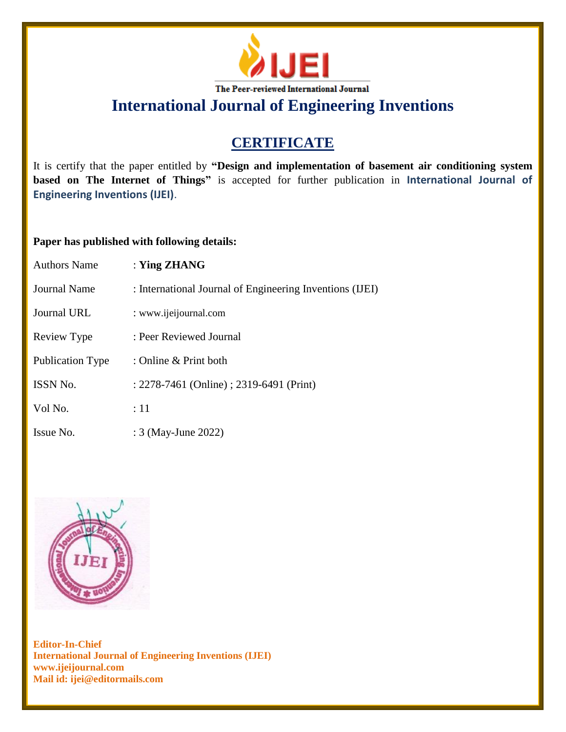IJEI

The Peer-reviewed International Journal

# International Journal of Engineering Inventions

## CERTIFICATE

It is certify that the paper entitled by **"Design and implementation of basement air conditioning system based on The Internet of Things"** is accepted for further publication in **International Journal of Engineering Inventions (IJEI)**.

**Paper has published with following details:**

| | |
|---|---|
| Authors Name | : **Ying ZHANG** |
| Journal Name | : International Journal of Engineering Inventions (IJEI) |
| Journal URL | : www.ijeijournal.com |
| Review Type | : Peer Reviewed Journal |
| Publication Type | : Online & Print both |
| ISSN No. | : 2278-7461 (Online) ; 2319-6491 (Print) |
| Vol No. | : 11 |
| Issue No. | : 3 (May-June 2022) |

**Editor-In-Chief**
**International Journal of Engineering Inventions (IJEI)**
**www.ijeijournal.com**
**Mail id: ijei@editormails.com**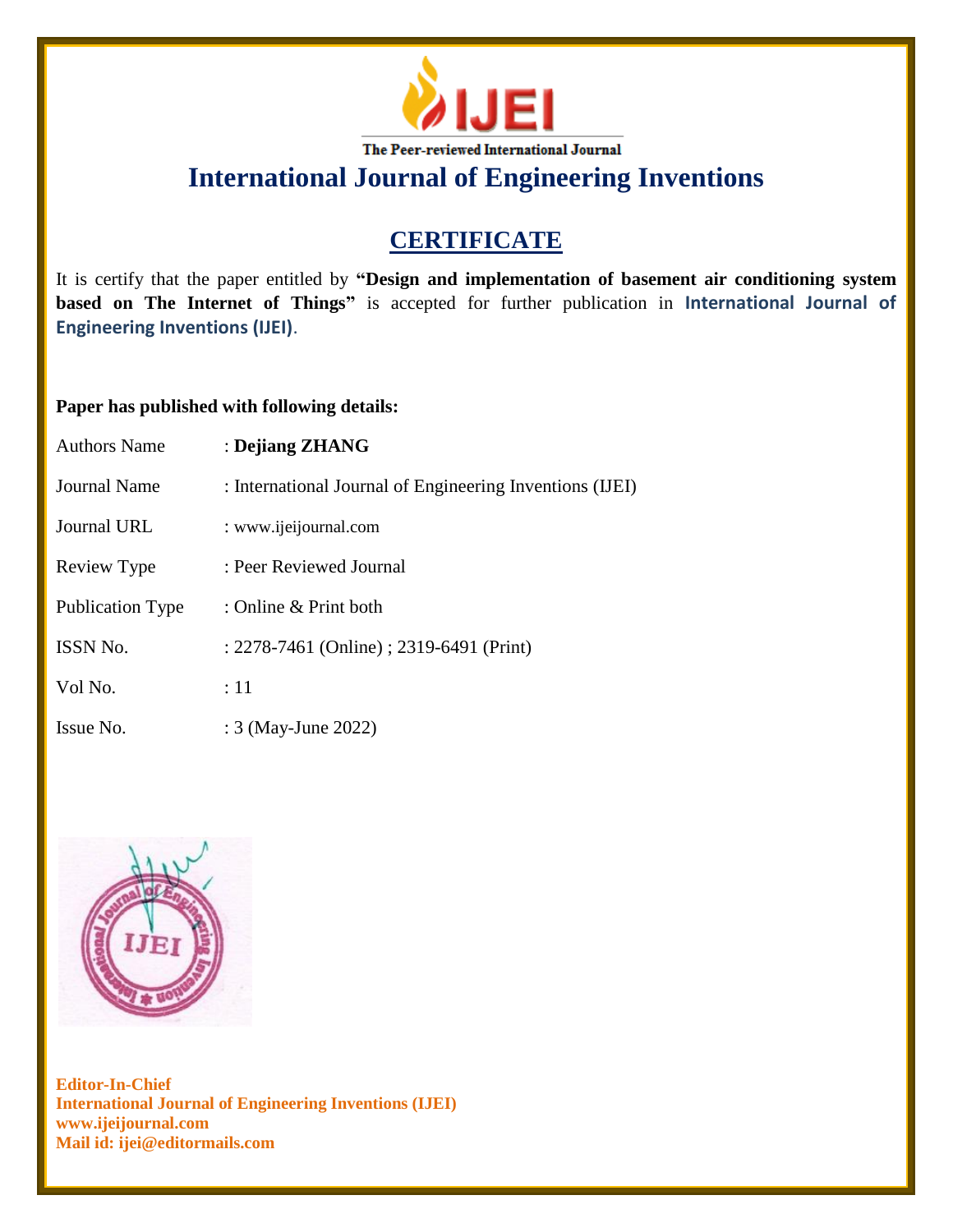The Peer-reviewed International Journal

# International Journal of Engineering Inventions

## CERTIFICATE

It is certify that the paper entitled by **"Design and implementation of basement air conditioning system based on The Internet of Things"** is accepted for further publication in **International Journal of Engineering Inventions (IJEI)**.

**Paper has published with following details:**

| | |
|---|---|
| Authors Name | : **Dejiang ZHANG** |
| Journal Name | : International Journal of Engineering Inventions (IJEI) |
| Journal URL | : www.ijeijournal.com |
| Review Type | : Peer Reviewed Journal |
| Publication Type | : Online & Print both |
| ISSN No. | : 2278-7461 (Online) ; 2319-6491 (Print) |
| Vol No. | : 11 |
| Issue No. | : 3 (May-June 2022) |

**Editor-In-Chief**
**International Journal of Engineering Inventions (IJEI)**
**www.ijeijournal.com**
**Mail id: ijei@editormails.com**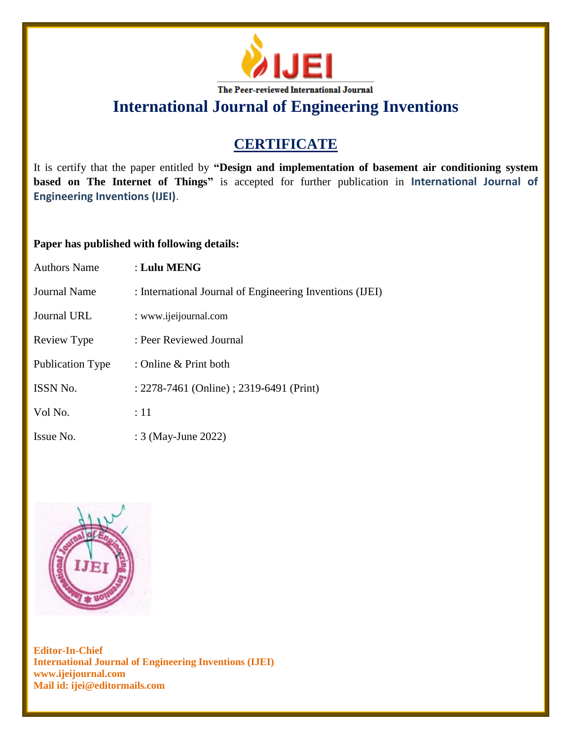The Peer-reviewed International Journal

# International Journal of Engineering Inventions

## CERTIFICATE

It is certify that the paper entitled by **"Design and implementation of basement air conditioning system based on The Internet of Things"** is accepted for further publication in **International Journal of Engineering Inventions (IJEI)**.

**Paper has published with following details:**

| | |
|---|---|
| Authors Name | : **Lulu MENG** |
| Journal Name | : International Journal of Engineering Inventions (IJEI) |
| Journal URL | : www.ijeijournal.com |
| Review Type | : Peer Reviewed Journal |
| Publication Type | : Online & Print both |
| ISSN No. | : 2278-7461 (Online) ; 2319-6491 (Print) |
| Vol No. | : 11 |
| Issue No. | : 3 (May-June 2022) |

**Editor-In-Chief**
**International Journal of Engineering Inventions (IJEI)**
**www.ijeijournal.com**
**Mail id: ijei@editormails.com**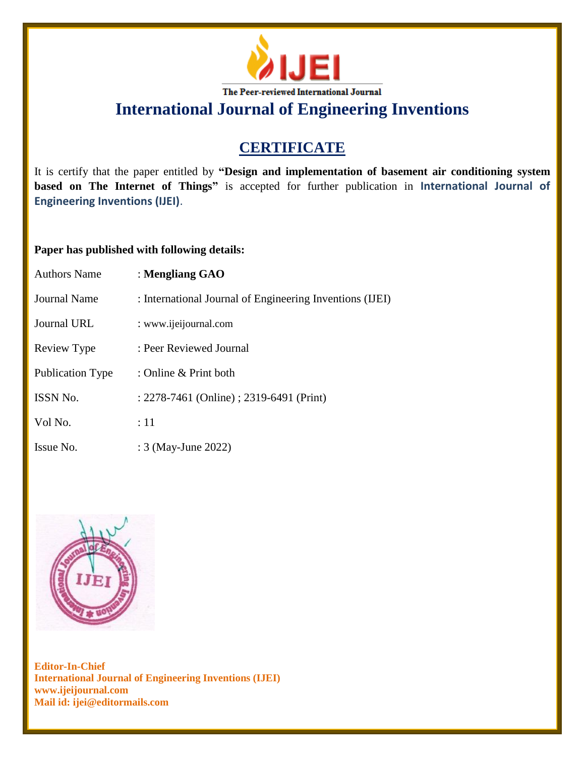**IJEI**

The Peer-reviewed International Journal

# International Journal of Engineering Inventions

## CERTIFICATE

It is certify that the paper entitled by **"Design and implementation of basement air conditioning system based on The Internet of Things"** is accepted for further publication in **International Journal of Engineering Inventions (IJEI)**.

**Paper has published with following details:**

Authors Name : **Mengliang GAO**

Journal Name : International Journal of Engineering Inventions (IJEI)

Journal URL : www.ijeijournal.com

Review Type : Peer Reviewed Journal

Publication Type : Online & Print both

ISSN No. : 2278-7461 (Online) ; 2319-6491 (Print)

Vol No. : 11

Issue No. : 3 (May-June 2022)

**Editor-In-Chief**
**International Journal of Engineering Inventions (IJEI)**
**www.ijeijournal.com**
**Mail id: ijei@editormails.com**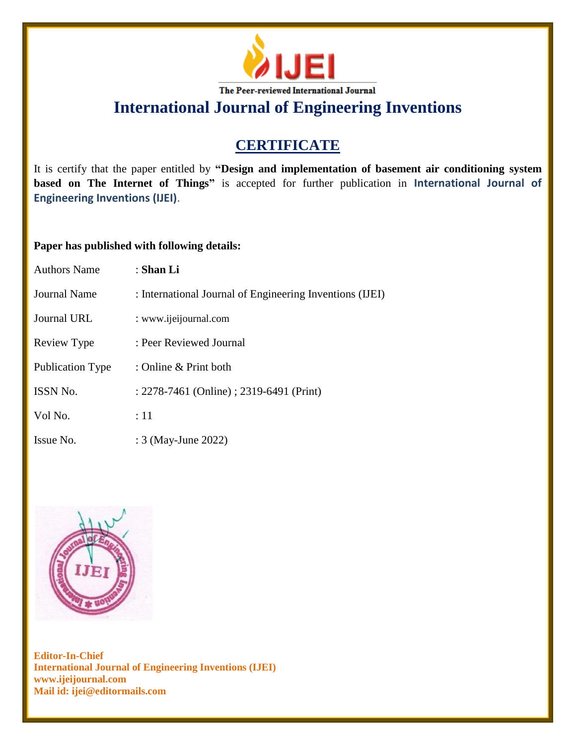IJEI

The Peer-reviewed International Journal

# International Journal of Engineering Inventions

## CERTIFICATE

It is certify that the paper entitled by **"Design and implementation of basement air conditioning system based on The Internet of Things"** is accepted for further publication in **International Journal of Engineering Inventions (IJEI)**.

**Paper has published with following details:**

| | |
|---|---|
| Authors Name | : **Shan Li** |
| Journal Name | : International Journal of Engineering Inventions (IJEI) |
| Journal URL | : www.ijeijournal.com |
| Review Type | : Peer Reviewed Journal |
| Publication Type | : Online & Print both |
| ISSN No. | : 2278-7461 (Online) ; 2319-6491 (Print) |
| Vol No. | : 11 |
| Issue No. | : 3 (May-June 2022) |

**Editor-In-Chief**
**International Journal of Engineering Inventions (IJEI)**
**www.ijeijournal.com**
**Mail id: ijei@editormails.com**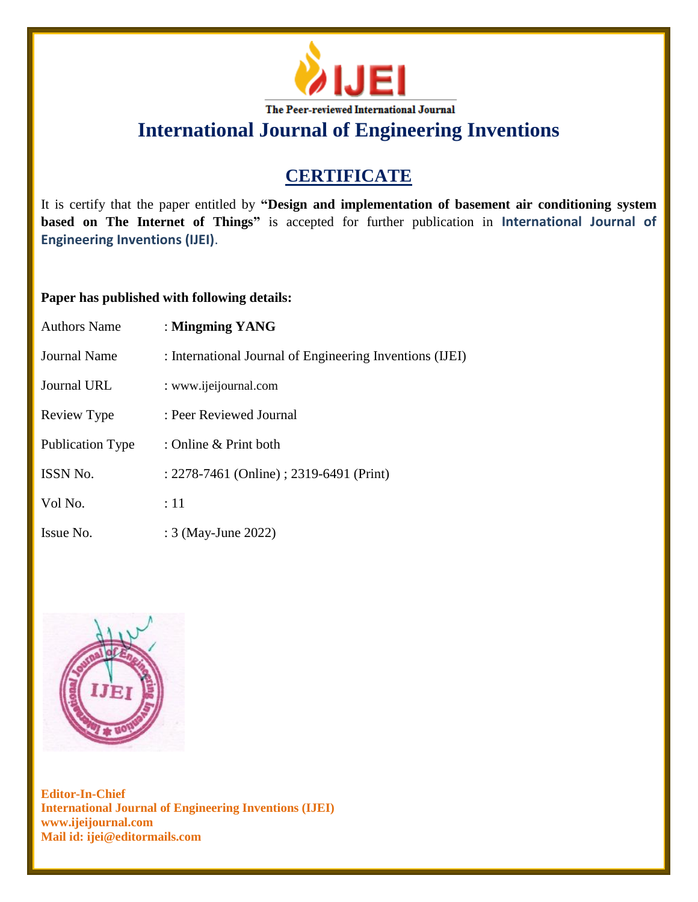The Peer-reviewed International Journal

# International Journal of Engineering Inventions

## CERTIFICATE

It is certify that the paper entitled by **"Design and implementation of basement air conditioning system based on The Internet of Things"** is accepted for further publication in **International Journal of Engineering Inventions (IJEI)**.

**Paper has published with following details:**

| | |
|---|---|
| Authors Name | : **Mingming YANG** |
| Journal Name | : International Journal of Engineering Inventions (IJEI) |
| Journal URL | : www.ijeijournal.com |
| Review Type | : Peer Reviewed Journal |
| Publication Type | : Online & Print both |
| ISSN No. | : 2278-7461 (Online) ; 2319-6491 (Print) |
| Vol No. | : 11 |
| Issue No. | : 3 (May-June 2022) |

**Editor-In-Chief**
**International Journal of Engineering Inventions (IJEI)**
**www.ijeijournal.com**
**Mail id: ijei@editormails.com**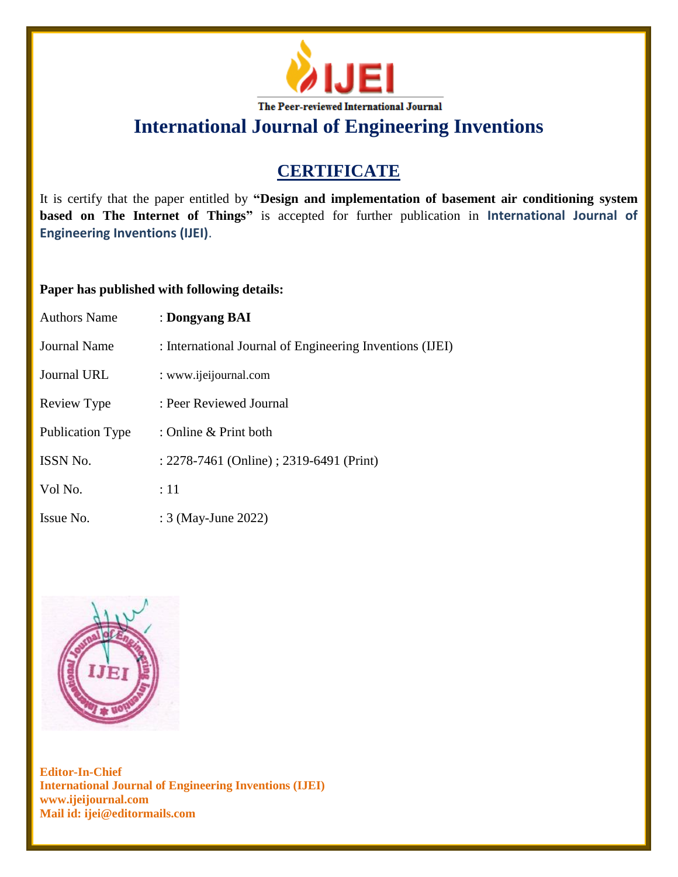The Peer-reviewed International Journal

# International Journal of Engineering Inventions

## CERTIFICATE

It is certify that the paper entitled by **"Design and implementation of basement air conditioning system based on The Internet of Things"** is accepted for further publication in **International Journal of Engineering Inventions (IJEI)**.

**Paper has published with following details:**

| | |
|---|---|
| Authors Name | : **Dongyang BAI** |
| Journal Name | : International Journal of Engineering Inventions (IJEI) |
| Journal URL | : www.ijeijournal.com |
| Review Type | : Peer Reviewed Journal |
| Publication Type | : Online & Print both |
| ISSN No. | : 2278-7461 (Online) ; 2319-6491 (Print) |
| Vol No. | : 11 |
| Issue No. | : 3 (May-June 2022) |

**Editor-In-Chief**
**International Journal of Engineering Inventions (IJEI)**
**www.ijeijournal.com**
**Mail id: ijei@editormails.com**